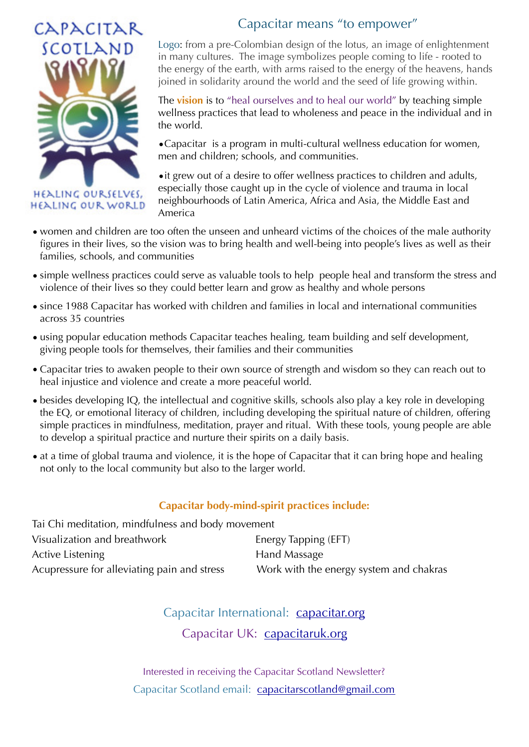CAPACITAR SCOTLAND

HEALING OURSELVES, HEALING OUR WORLD

## Capacitar means "to empower"

Logo: from a pre-Colombian design of the lotus, an image of enlightenment in many cultures. The image symbolizes people coming to life - rooted to the energy of the earth, with arms raised to the energy of the heavens, hands joined in solidarity around the world and the seed of life growing within.

The **vision** is to "heal ourselves and to heal our world" by teaching simple wellness practices that lead to wholeness and peace in the individual and in the world.

- Capacitar is a program in multi-cultural wellness education for women, men and children; schools, and communities.
- it grew out of a desire to offer wellness practices to children and adults, especially those caught up in the cycle of violence and trauma in local neighbourhoods of Latin America, Africa and Asia, the Middle East and America
- women and children are too often the unseen and unheard victims of the choices of the male authority figures in their lives, so the vision was to bring health and well-being into people's lives as well as their families, schools, and communities
- simple wellness practices could serve as valuable tools to help people heal and transform the stress and violence of their lives so they could better learn and grow as healthy and whole persons
- since 1988 Capacitar has worked with children and families in local and international communities across 35 countries
- using popular education methods Capacitar teaches healing, team building and self development, giving people tools for themselves, their families and their communities
- Capacitar tries to awaken people to their own source of strength and wisdom so they can reach out to heal injustice and violence and create a more peaceful world.
- besides developing IQ, the intellectual and cognitive skills, schools also play a key role in developing the EQ, or emotional literacy of children, including developing the spiritual nature of children, offering simple practices in mindfulness, meditation, prayer and ritual. With these tools, young people are able to develop a spiritual practice and nurture their spirits on a daily basis.
- at a time of global trauma and violence, it is the hope of Capacitar that it can bring hope and healing not only to the local community but also to the larger world.

### Capacitar body-mind-spirit practices include:

Tai Chi meditation, mindfulness and body movement

Visualization and breathwork

Active Listening

Acupressure for alleviating pain and stress

Energy Tapping (EFT)

Hand Massage

Work with the energy system and chakras

Capacitar International: capacitar.org

Capacitar UK: capacitaruk.org

Interested in receiving the Capacitar Scotland Newsletter?

Capacitar Scotland email: capacitarscotland@gmail.com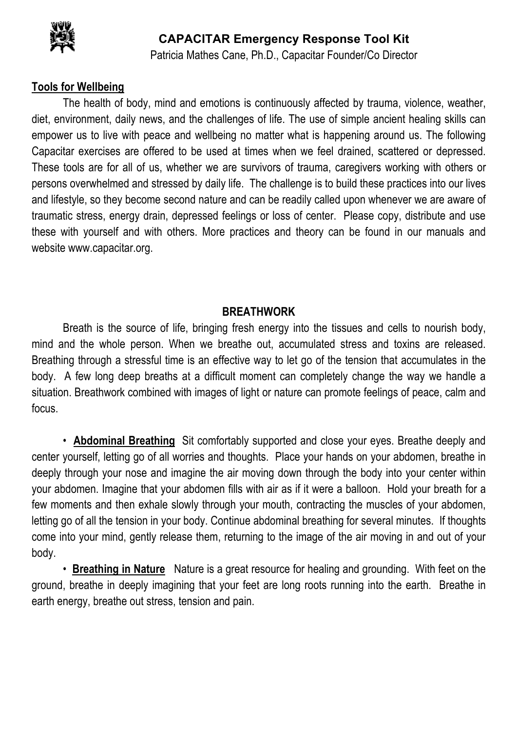## CAPACITAR Emergency Response Tool Kit

Patricia Mathes Cane, Ph.D., Capacitar Founder/Co Director

**Tools for Wellbeing**

The health of body, mind and emotions is continuously affected by trauma, violence, weather, diet, environment, daily news, and the challenges of life. The use of simple ancient healing skills can empower us to live with peace and wellbeing no matter what is happening around us. The following Capacitar exercises are offered to be used at times when we feel drained, scattered or depressed. These tools are for all of us, whether we are survivors of trauma, caregivers working with others or persons overwhelmed and stressed by daily life. The challenge is to build these practices into our lives and lifestyle, so they become second nature and can be readily called upon whenever we are aware of traumatic stress, energy drain, depressed feelings or loss of center. Please copy, distribute and use these with yourself and with others. More practices and theory can be found in our manuals and website www.capacitar.org.

### BREATHWORK

Breath is the source of life, bringing fresh energy into the tissues and cells to nourish body, mind and the whole person. When we breathe out, accumulated stress and toxins are released. Breathing through a stressful time is an effective way to let go of the tension that accumulates in the body. A few long deep breaths at a difficult moment can completely change the way we handle a situation. Breathwork combined with images of light or nature can promote feelings of peace, calm and focus.

- **Abdominal Breathing** Sit comfortably supported and close your eyes. Breathe deeply and center yourself, letting go of all worries and thoughts. Place your hands on your abdomen, breathe in deeply through your nose and imagine the air moving down through the body into your center within your abdomen. Imagine that your abdomen fills with air as if it were a balloon. Hold your breath for a few moments and then exhale slowly through your mouth, contracting the muscles of your abdomen, letting go of all the tension in your body. Continue abdominal breathing for several minutes. If thoughts come into your mind, gently release them, returning to the image of the air moving in and out of your body.
- **Breathing in Nature** Nature is a great resource for healing and grounding. With feet on the ground, breathe in deeply imagining that your feet are long roots running into the earth. Breathe in earth energy, breathe out stress, tension and pain.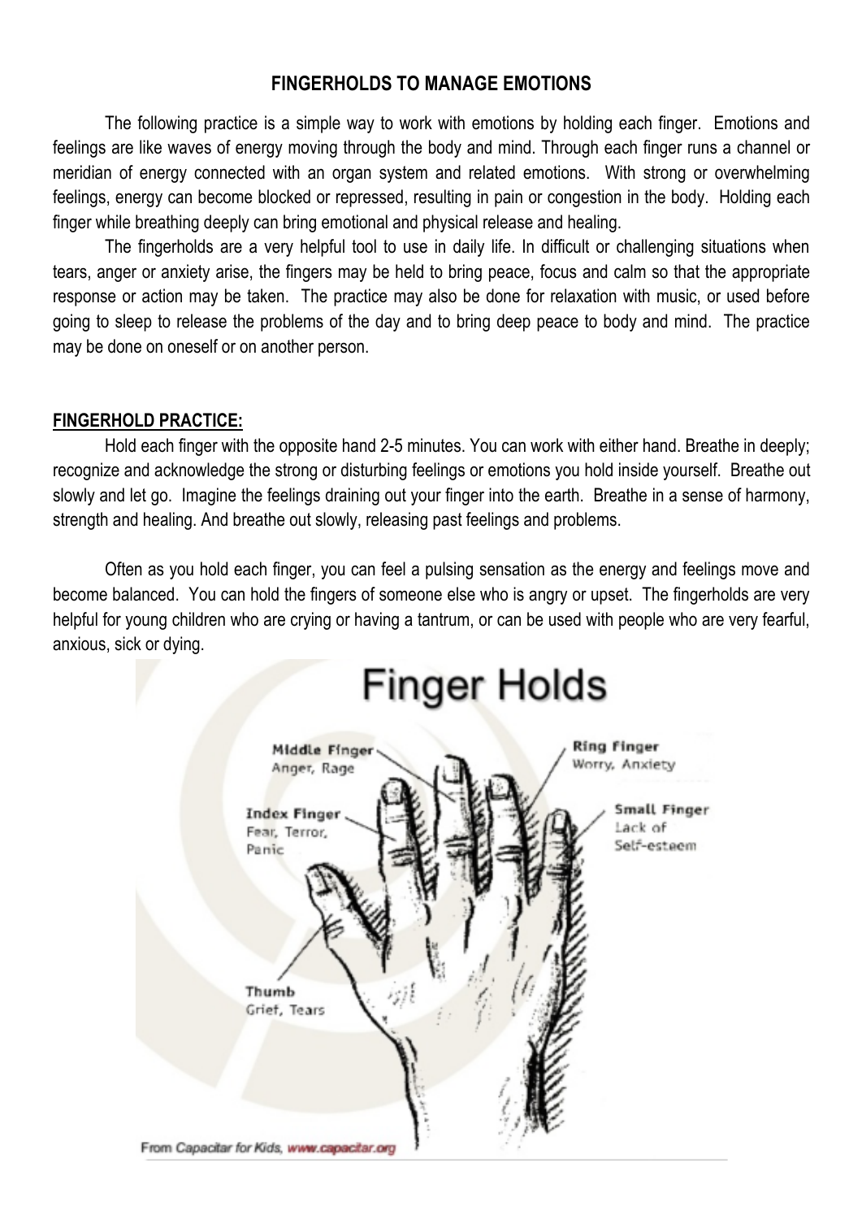## FINGERHOLDS TO MANAGE EMOTIONS

The following practice is a simple way to work with emotions by holding each finger. Emotions and feelings are like waves of energy moving through the body and mind. Through each finger runs a channel or meridian of energy connected with an organ system and related emotions. With strong or overwhelming feelings, energy can become blocked or repressed, resulting in pain or congestion in the body. Holding each finger while breathing deeply can bring emotional and physical release and healing.

The fingerholds are a very helpful tool to use in daily life. In difficult or challenging situations when tears, anger or anxiety arise, the fingers may be held to bring peace, focus and calm so that the appropriate response or action may be taken. The practice may also be done for relaxation with music, or used before going to sleep to release the problems of the day and to bring deep peace to body and mind. The practice may be done on oneself or on another person.

### FINGERHOLD PRACTICE:

Hold each finger with the opposite hand 2-5 minutes. You can work with either hand. Breathe in deeply; recognize and acknowledge the strong or disturbing feelings or emotions you hold inside yourself. Breathe out slowly and let go. Imagine the feelings draining out your finger into the earth. Breathe in a sense of harmony, strength and healing. And breathe out slowly, releasing past feelings and problems.

Often as you hold each finger, you can feel a pulsing sensation as the energy and feelings move and become balanced. You can hold the fingers of someone else who is angry or upset. The fingerholds are very helpful for young children who are crying or having a tantrum, or can be used with people who are very fearful, anxious, sick or dying.

## Finger Holds

- **Thumb** — Grief, Tears
- **Index Finger** — Fear, Terror, Panic
- **Middle Finger** — Anger, Rage
- **Ring Finger** — Worry, Anxiety
- **Small Finger** — Lack of Self-esteem

*From Capacitar for Kids, www.capacitar.org*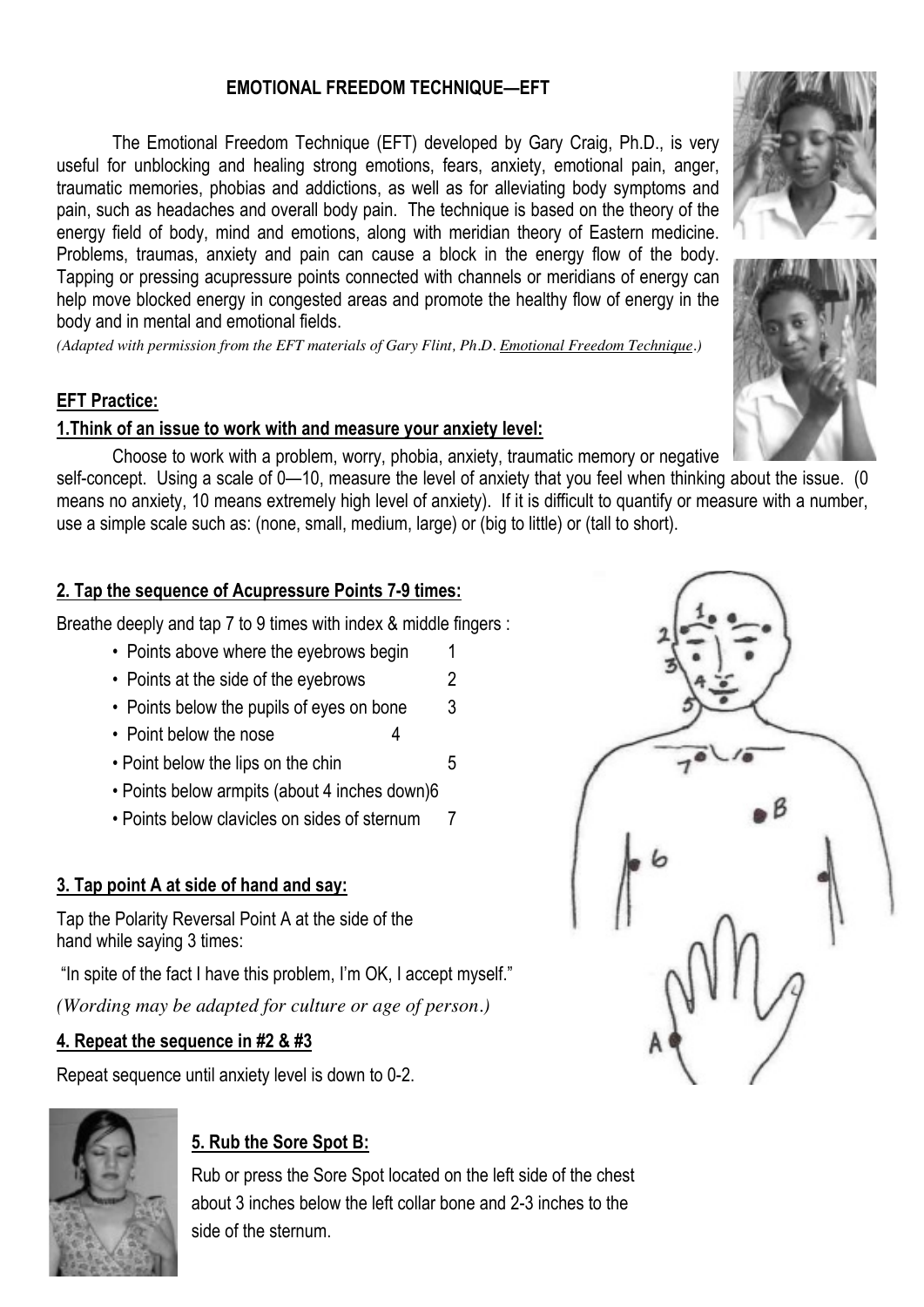# EMOTIONAL FREEDOM TECHNIQUE—EFT

The Emotional Freedom Technique (EFT) developed by Gary Craig, Ph.D., is very useful for unblocking and healing strong emotions, fears, anxiety, emotional pain, anger, traumatic memories, phobias and addictions, as well as for alleviating body symptoms and pain, such as headaches and overall body pain. The technique is based on the theory of the energy field of body, mind and emotions, along with meridian theory of Eastern medicine. Problems, traumas, anxiety and pain can cause a block in the energy flow of the body. Tapping or pressing acupressure points connected with channels or meridians of energy can help move blocked energy in congested areas and promote the healthy flow of energy in the body and in mental and emotional fields.

*(Adapted with permission from the EFT materials of Gary Flint, Ph.D. Emotional Freedom Technique.)*

## EFT Practice:

### 1.Think of an issue to work with and measure your anxiety level:

Choose to work with a problem, worry, phobia, anxiety, traumatic memory or negative self-concept. Using a scale of 0—10, measure the level of anxiety that you feel when thinking about the issue. (0 means no anxiety, 10 means extremely high level of anxiety). If it is difficult to quantify or measure with a number, use a simple scale such as: (none, small, medium, large) or (big to little) or (tall to short).

### 2. Tap the sequence of Acupressure Points 7-9 times:

Breathe deeply and tap 7 to 9 times with index & middle fingers :

- Points above where the eyebrows begin 1
- Points at the side of the eyebrows 2
- Points below the pupils of eyes on bone 3
- Point below the nose 4
- Point below the lips on the chin 5
- Points below armpits (about 4 inches down) 6
- Points below clavicles on sides of sternum 7

### 3. Tap point A at side of hand and say:

Tap the Polarity Reversal Point A at the side of the hand while saying 3 times:

"In spite of the fact I have this problem, I'm OK, I accept myself."

*(Wording may be adapted for culture or age of person.)*

### 4. Repeat the sequence in #2 & #3

Repeat sequence until anxiety level is down to 0-2.

### 5. Rub the Sore Spot B:

Rub or press the Sore Spot located on the left side of the chest about 3 inches below the left collar bone and 2-3 inches to the side of the sternum.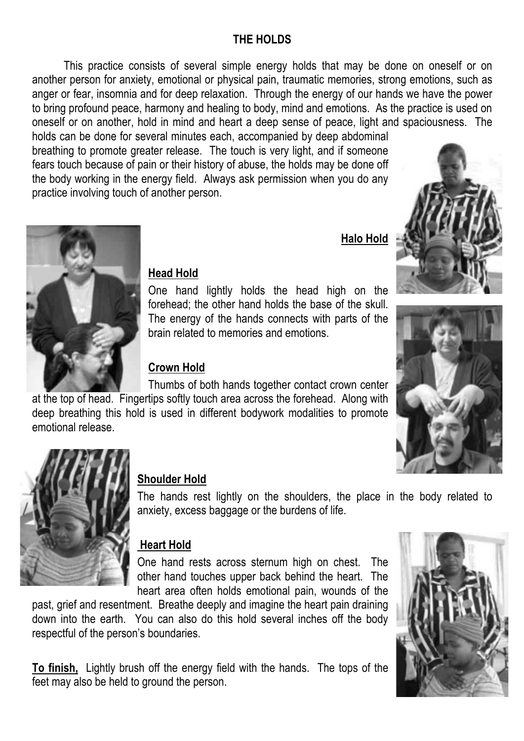## THE HOLDS

This practice consists of several simple energy holds that may be done on oneself or on another person for anxiety, emotional or physical pain, traumatic memories, strong emotions, such as anger or fear, insomnia and for deep relaxation. Through the energy of our hands we have the power to bring profound peace, harmony and healing to body, mind and emotions. As the practice is used on oneself or on another, hold in mind and heart a deep sense of peace, light and spaciousness. The holds can be done for several minutes each, accompanied by deep abdominal breathing to promote greater release. The touch is very light, and if someone fears touch because of pain or their history of abuse, the holds may be done off the body working in the energy field. Always ask permission when you do any practice involving touch of another person.

### Halo Hold

### Head Hold

One hand lightly holds the head high on the forehead; the other hand holds the base of the skull. The energy of the hands connects with parts of the brain related to memories and emotions.

### Crown Hold

Thumbs of both hands together contact crown center at the top of head. Fingertips softly touch area across the forehead. Along with deep breathing this hold is used in different bodywork modalities to promote emotional release.

### Shoulder Hold

The hands rest lightly on the shoulders, the place in the body related to anxiety, excess baggage or the burdens of life.

### Heart Hold

One hand rests across sternum high on chest. The other hand touches upper back behind the heart. The heart area often holds emotional pain, wounds of the past, grief and resentment. Breathe deeply and imagine the heart pain draining down into the earth. You can also do this hold several inches off the body respectful of the person's boundaries.

**To finish,** Lightly brush off the energy field with the hands. The tops of the feet may also be held to ground the person.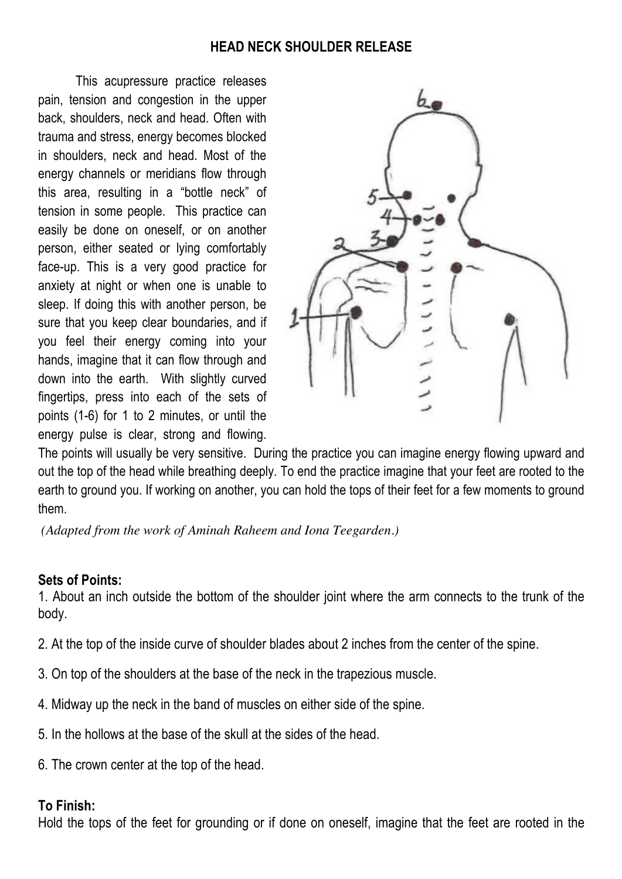## HEAD NECK SHOULDER RELEASE

This acupressure practice releases pain, tension and congestion in the upper back, shoulders, neck and head. Often with trauma and stress, energy becomes blocked in shoulders, neck and head. Most of the energy channels or meridians flow through this area, resulting in a "bottle neck" of tension in some people. This practice can easily be done on oneself, or on another person, either seated or lying comfortably face-up. This is a very good practice for anxiety at night or when one is unable to sleep. If doing this with another person, be sure that you keep clear boundaries, and if you feel their energy coming into your hands, imagine that it can flow through and down into the earth. With slightly curved fingertips, press into each of the sets of points (1-6) for 1 to 2 minutes, or until the energy pulse is clear, strong and flowing. The points will usually be very sensitive. During the practice you can imagine energy flowing upward and out the top of the head while breathing deeply. To end the practice imagine that your feet are rooted to the earth to ground you. If working on another, you can hold the tops of their feet for a few moments to ground them.

*(Adapted from the work of Aminah Raheem and Iona Teegarden.)*

**Sets of Points:**

1. About an inch outside the bottom of the shoulder joint where the arm connects to the trunk of the body.

2. At the top of the inside curve of shoulder blades about 2 inches from the center of the spine.

3. On top of the shoulders at the base of the neck in the trapezious muscle.

4. Midway up the neck in the band of muscles on either side of the spine.

5. In the hollows at the base of the skull at the sides of the head.

6. The crown center at the top of the head.

**To Finish:**

Hold the tops of the feet for grounding or if done on oneself, imagine that the feet are rooted in the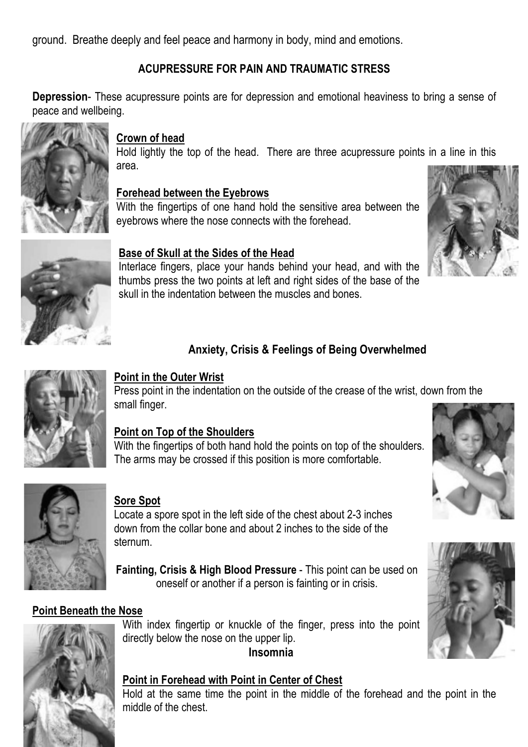ground. Breathe deeply and feel peace and harmony in body, mind and emotions.

## ACUPRESSURE FOR PAIN AND TRAUMATIC STRESS

**Depression**- These acupressure points are for depression and emotional heaviness to bring a sense of peace and wellbeing.

### Crown of head

Hold lightly the top of the head. There are three acupressure points in a line in this area.

### Forehead between the Eyebrows

With the fingertips of one hand hold the sensitive area between the eyebrows where the nose connects with the forehead.

### Base of Skull at the Sides of the Head

Interlace fingers, place your hands behind your head, and with the thumbs press the two points at left and right sides of the base of the skull in the indentation between the muscles and bones.

## Anxiety, Crisis & Feelings of Being Overwhelmed

### Point in the Outer Wrist

Press point in the indentation on the outside of the crease of the wrist, down from the small finger.

### Point on Top of the Shoulders

With the fingertips of both hand hold the points on top of the shoulders. The arms may be crossed if this position is more comfortable.

### Sore Spot

Locate a spore spot in the left side of the chest about 2-3 inches down from the collar bone and about 2 inches to the side of the sternum.

**Fainting, Crisis & High Blood Pressure** - This point can be used on oneself or another if a person is fainting or in crisis.

### Point Beneath the Nose

With index fingertip or knuckle of the finger, press into the point directly below the nose on the upper lip.

## Insomnia

### Point in Forehead with Point in Center of Chest

Hold at the same time the point in the middle of the forehead and the point in the middle of the chest.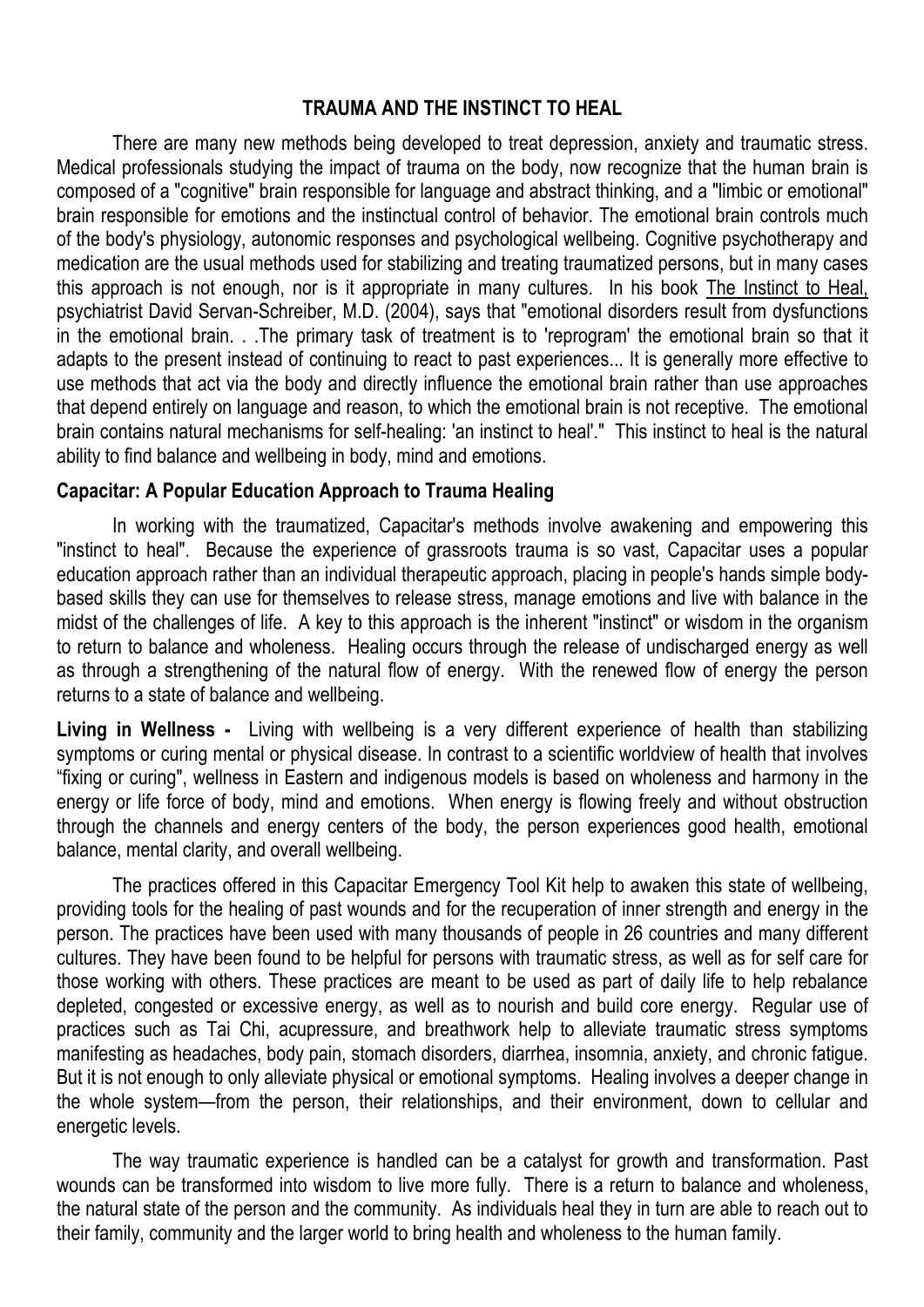# TRAUMA AND THE INSTINCT TO HEAL

There are many new methods being developed to treat depression, anxiety and traumatic stress. Medical professionals studying the impact of trauma on the body, now recognize that the human brain is composed of a "cognitive" brain responsible for language and abstract thinking, and a "limbic or emotional" brain responsible for emotions and the instinctual control of behavior. The emotional brain controls much of the body's physiology, autonomic responses and psychological wellbeing. Cognitive psychotherapy and medication are the usual methods used for stabilizing and treating traumatized persons, but in many cases this approach is not enough, nor is it appropriate in many cultures. In his book The Instinct to Heal, psychiatrist David Servan-Schreiber, M.D. (2004), says that "emotional disorders result from dysfunctions in the emotional brain. . .The primary task of treatment is to 'reprogram' the emotional brain so that it adapts to the present instead of continuing to react to past experiences... It is generally more effective to use methods that act via the body and directly influence the emotional brain rather than use approaches that depend entirely on language and reason, to which the emotional brain is not receptive. The emotional brain contains natural mechanisms for self-healing: 'an instinct to heal'." This instinct to heal is the natural ability to find balance and wellbeing in body, mind and emotions.

## Capacitar: A Popular Education Approach to Trauma Healing

In working with the traumatized, Capacitar's methods involve awakening and empowering this "instinct to heal". Because the experience of grassroots trauma is so vast, Capacitar uses a popular education approach rather than an individual therapeutic approach, placing in people's hands simple body-based skills they can use for themselves to release stress, manage emotions and live with balance in the midst of the challenges of life. A key to this approach is the inherent "instinct" or wisdom in the organism to return to balance and wholeness. Healing occurs through the release of undischarged energy as well as through a strengthening of the natural flow of energy. With the renewed flow of energy the person returns to a state of balance and wellbeing.

**Living in Wellness -** Living with wellbeing is a very different experience of health than stabilizing symptoms or curing mental or physical disease. In contrast to a scientific worldview of health that involves "fixing or curing", wellness in Eastern and indigenous models is based on wholeness and harmony in the energy or life force of body, mind and emotions. When energy is flowing freely and without obstruction through the channels and energy centers of the body, the person experiences good health, emotional balance, mental clarity, and overall wellbeing.

The practices offered in this Capacitar Emergency Tool Kit help to awaken this state of wellbeing, providing tools for the healing of past wounds and for the recuperation of inner strength and energy in the person. The practices have been used with many thousands of people in 26 countries and many different cultures. They have been found to be helpful for persons with traumatic stress, as well as for self care for those working with others. These practices are meant to be used as part of daily life to help rebalance depleted, congested or excessive energy, as well as to nourish and build core energy. Regular use of practices such as Tai Chi, acupressure, and breathwork help to alleviate traumatic stress symptoms manifesting as headaches, body pain, stomach disorders, diarrhea, insomnia, anxiety, and chronic fatigue. But it is not enough to only alleviate physical or emotional symptoms. Healing involves a deeper change in the whole system—from the person, their relationships, and their environment, down to cellular and energetic levels.

The way traumatic experience is handled can be a catalyst for growth and transformation. Past wounds can be transformed into wisdom to live more fully. There is a return to balance and wholeness, the natural state of the person and the community. As individuals heal they in turn are able to reach out to their family, community and the larger world to bring health and wholeness to the human family.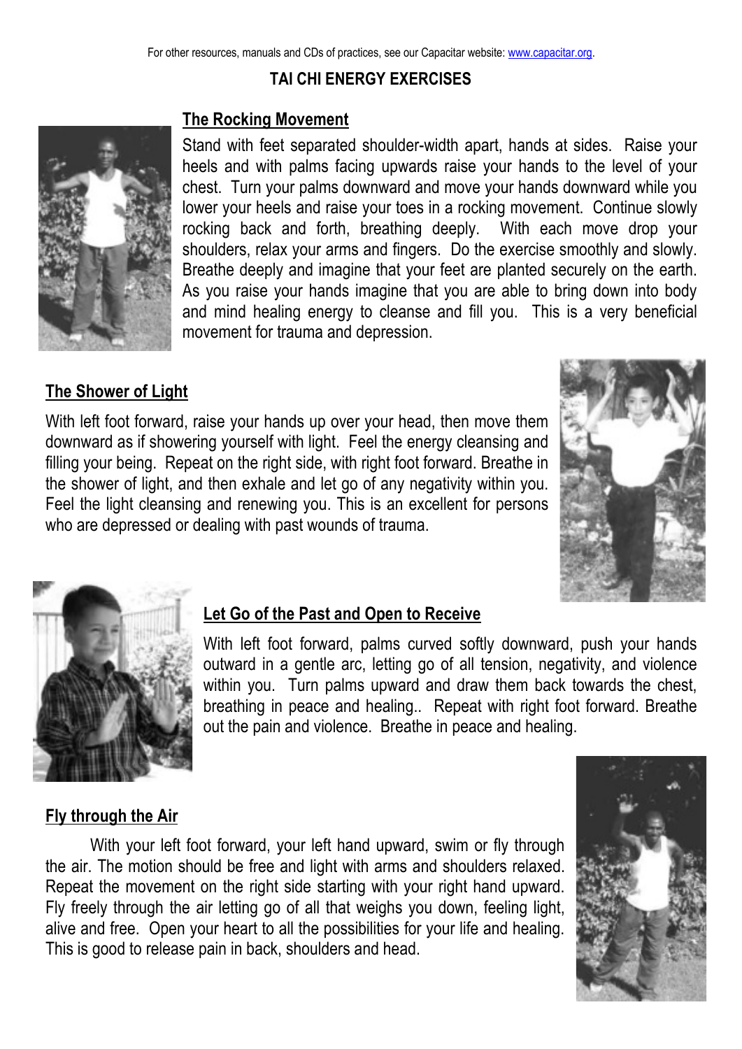For other resources, manuals and CDs of practices, see our Capacitar website: www.capacitar.org.

## TAI CHI ENERGY EXERCISES

### The Rocking Movement

Stand with feet separated shoulder-width apart, hands at sides. Raise your heels and with palms facing upwards raise your hands to the level of your chest. Turn your palms downward and move your hands downward while you lower your heels and raise your toes in a rocking movement. Continue slowly rocking back and forth, breathing deeply. With each move drop your shoulders, relax your arms and fingers. Do the exercise smoothly and slowly. Breathe deeply and imagine that your feet are planted securely on the earth. As you raise your hands imagine that you are able to bring down into body and mind healing energy to cleanse and fill you. This is a very beneficial movement for trauma and depression.

### The Shower of Light

With left foot forward, raise your hands up over your head, then move them downward as if showering yourself with light. Feel the energy cleansing and filling your being. Repeat on the right side, with right foot forward. Breathe in the shower of light, and then exhale and let go of any negativity within you. Feel the light cleansing and renewing you. This is an excellent for persons who are depressed or dealing with past wounds of trauma.

### Let Go of the Past and Open to Receive

With left foot forward, palms curved softly downward, push your hands outward in a gentle arc, letting go of all tension, negativity, and violence within you. Turn palms upward and draw them back towards the chest, breathing in peace and healing.. Repeat with right foot forward. Breathe out the pain and violence. Breathe in peace and healing.

### Fly through the Air

With your left foot forward, your left hand upward, swim or fly through the air. The motion should be free and light with arms and shoulders relaxed. Repeat the movement on the right side starting with your right hand upward. Fly freely through the air letting go of all that weighs you down, feeling light, alive and free. Open your heart to all the possibilities for your life and healing. This is good to release pain in back, shoulders and head.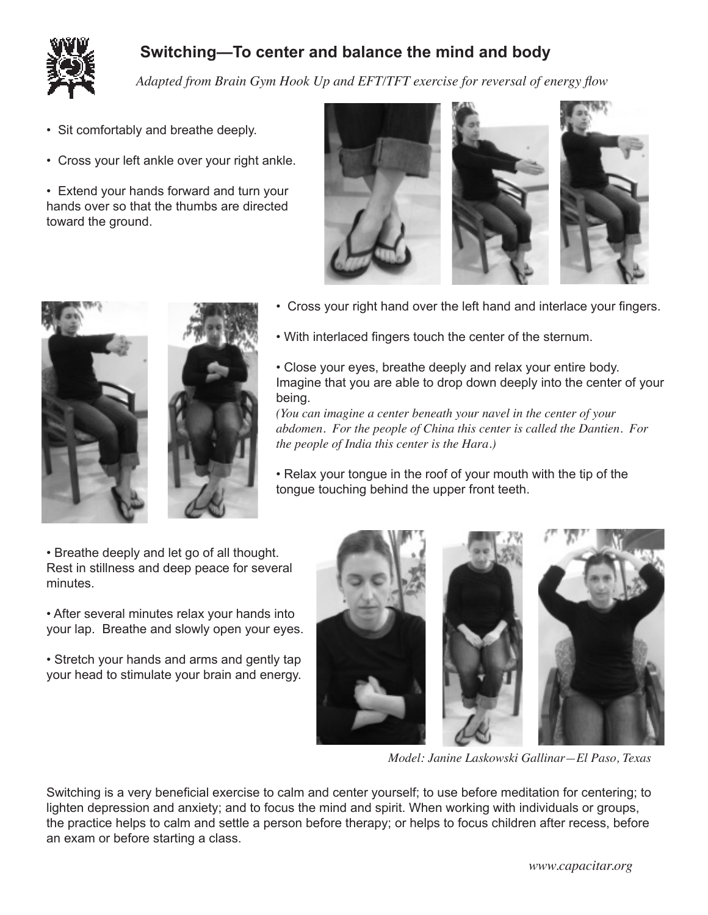## Switching—To center and balance the mind and body

*Adapted from Brain Gym Hook Up and EFT/TFT exercise for reversal of energy flow*

- Sit comfortably and breathe deeply.
- Cross your left ankle over your right ankle.
- Extend your hands forward and turn your hands over so that the thumbs are directed toward the ground.
- Cross your right hand over the left hand and interlace your fingers.
- With interlaced fingers touch the center of the sternum.
- Close your eyes, breathe deeply and relax your entire body. Imagine that you are able to drop down deeply into the center of your being.
  *(You can imagine a center beneath your navel in the center of your abdomen. For the people of China this center is called the Dantien. For the people of India this center is the Hara.)*
- Relax your tongue in the roof of your mouth with the tip of the tongue touching behind the upper front teeth.
- Breathe deeply and let go of all thought. Rest in stillness and deep peace for several minutes.
- After several minutes relax your hands into your lap. Breathe and slowly open your eyes.
- Stretch your hands and arms and gently tap your head to stimulate your brain and energy.

*Model: Janine Laskowski Gallinar—El Paso, Texas*

Switching is a very beneficial exercise to calm and center yourself; to use before meditation for centering; to lighten depression and anxiety; and to focus the mind and spirit. When working with individuals or groups, the practice helps to calm and settle a person before therapy; or helps to focus children after recess, before an exam or before starting a class.

*www.capacitar.org*